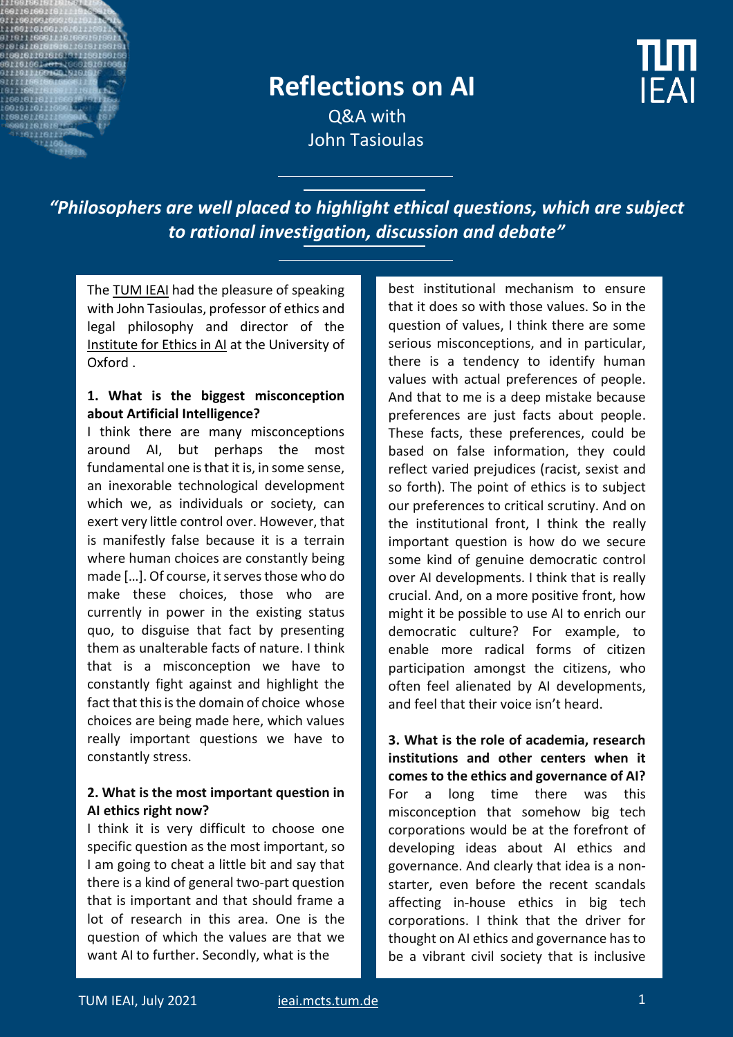# Reflections on AI

Q&A with
John Tasioulas

***"Philosophers are well placed to highlight ethical questions, which are subject to rational investigation, discussion and debate"***

The TUM IEAI had the pleasure of speaking with John Tasioulas, professor of ethics and legal philosophy and director of the Institute for Ethics in AI at the University of Oxford .

**1. What is the biggest misconception about Artificial Intelligence?**

I think there are many misconceptions around AI, but perhaps the most fundamental one is that it is, in some sense, an inexorable technological development which we, as individuals or society, can exert very little control over. However, that is manifestly false because it is a terrain where human choices are constantly being made […]. Of course, it serves those who do make these choices, those who are currently in power in the existing status quo, to disguise that fact by presenting them as unalterable facts of nature. I think that is a misconception we have to constantly fight against and highlight the fact that this is the domain of choice whose choices are being made here, which values really important questions we have to constantly stress.

**2. What is the most important question in AI ethics right now?**

I think it is very difficult to choose one specific question as the most important, so I am going to cheat a little bit and say that there is a kind of general two-part question that is important and that should frame a lot of research in this area. One is the question of which the values are that we want AI to further. Secondly, what is the best institutional mechanism to ensure that it does so with those values. So in the question of values, I think there are some serious misconceptions, and in particular, there is a tendency to identify human values with actual preferences of people. And that to me is a deep mistake because preferences are just facts about people. These facts, these preferences, could be based on false information, they could reflect varied prejudices (racist, sexist and so forth). The point of ethics is to subject our preferences to critical scrutiny. And on the institutional front, I think the really important question is how do we secure some kind of genuine democratic control over AI developments. I think that is really crucial. And, on a more positive front, how might it be possible to use AI to enrich our democratic culture? For example, to enable more radical forms of citizen participation amongst the citizens, who often feel alienated by AI developments, and feel that their voice isn't heard.

**3. What is the role of academia, research institutions and other centers when it comes to the ethics and governance of AI?**

For a long time there was this misconception that somehow big tech corporations would be at the forefront of developing ideas about AI ethics and governance. And clearly that idea is a non-starter, even before the recent scandals affecting in-house ethics in big tech corporations. I think that the driver for thought on AI ethics and governance has to be a vibrant civil society that is inclusive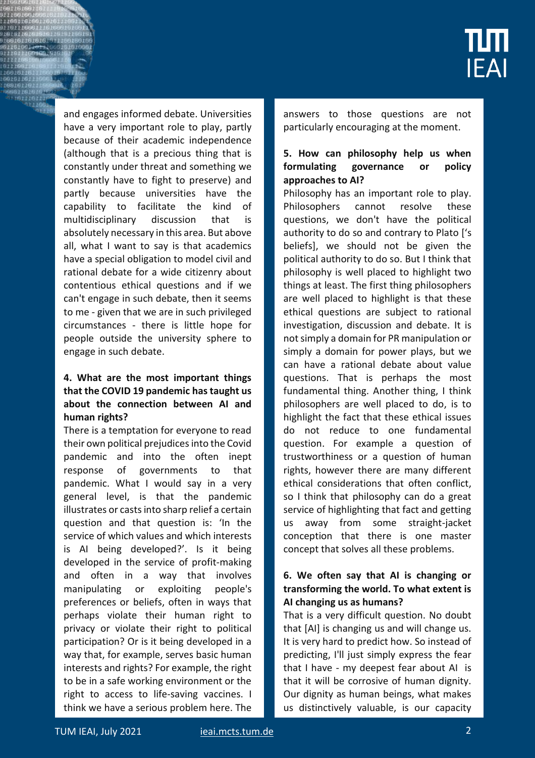and engages informed debate. Universities have a very important role to play, partly because of their academic independence (although that is a precious thing that is constantly under threat and something we constantly have to fight to preserve) and partly because universities have the capability to facilitate the kind of multidisciplinary discussion that is absolutely necessary in this area. But above all, what I want to say is that academics have a special obligation to model civil and rational debate for a wide citizenry about contentious ethical questions and if we can't engage in such debate, then it seems to me - given that we are in such privileged circumstances - there is little hope for people outside the university sphere to engage in such debate.

**4. What are the most important things that the COVID 19 pandemic has taught us about the connection between AI and human rights?**

There is a temptation for everyone to read their own political prejudices into the Covid pandemic and into the often inept response of governments to that pandemic. What I would say in a very general level, is that the pandemic illustrates or casts into sharp relief a certain question and that question is: 'In the service of which values and which interests is AI being developed?'. Is it being developed in the service of profit-making and often in a way that involves manipulating or exploiting people's preferences or beliefs, often in ways that perhaps violate their human right to privacy or violate their right to political participation? Or is it being developed in a way that, for example, serves basic human interests and rights? For example, the right to be in a safe working environment or the right to access to life-saving vaccines. I think we have a serious problem here. The answers to those questions are not particularly encouraging at the moment.

**5. How can philosophy help us when formulating governance or policy approaches to AI?**

Philosophy has an important role to play. Philosophers cannot resolve these questions, we don't have the political authority to do so and contrary to Plato ['s beliefs], we should not be given the political authority to do so. But I think that philosophy is well placed to highlight two things at least. The first thing philosophers are well placed to highlight is that these ethical questions are subject to rational investigation, discussion and debate. It is not simply a domain for PR manipulation or simply a domain for power plays, but we can have a rational debate about value questions. That is perhaps the most fundamental thing. Another thing, I think philosophers are well placed to do, is to highlight the fact that these ethical issues do not reduce to one fundamental question. For example a question of trustworthiness or a question of human rights, however there are many different ethical considerations that often conflict, so I think that philosophy can do a great service of highlighting that fact and getting us away from some straight-jacket conception that there is one master concept that solves all these problems.

**6. We often say that AI is changing or transforming the world. To what extent is AI changing us as humans?**

That is a very difficult question. No doubt that [AI] is changing us and will change us. It is very hard to predict how. So instead of predicting, I'll just simply express the fear that I have - my deepest fear about AI is that it will be corrosive of human dignity. Our dignity as human beings, what makes us distinctively valuable, is our capacity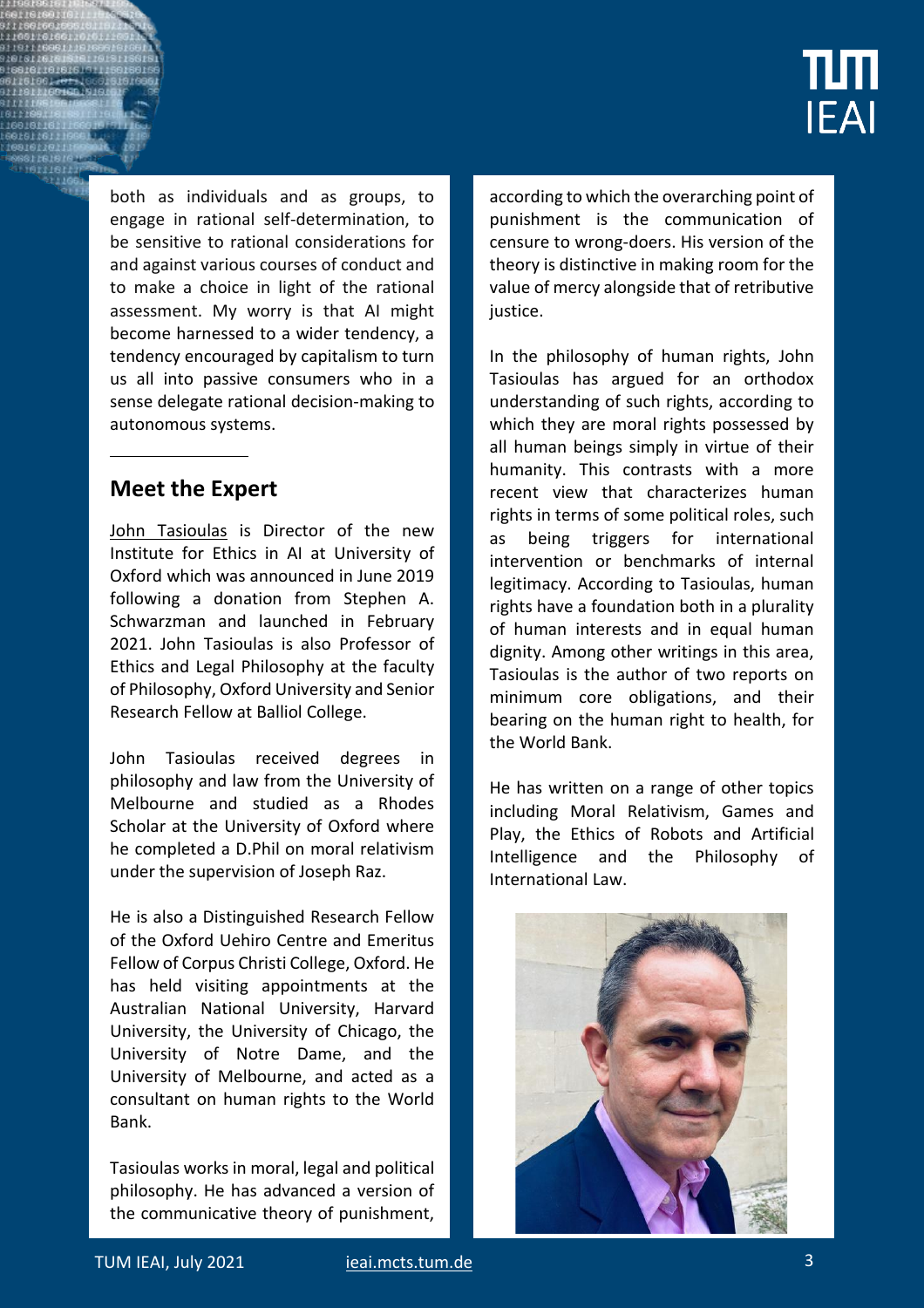both as individuals and as groups, to engage in rational self-determination, to be sensitive to rational considerations for and against various courses of conduct and to make a choice in light of the rational assessment. My worry is that AI might become harnessed to a wider tendency, a tendency encouraged by capitalism to turn us all into passive consumers who in a sense delegate rational decision-making to autonomous systems.

---

## Meet the Expert

John Tasioulas is Director of the new Institute for Ethics in AI at University of Oxford which was announced in June 2019 following a donation from Stephen A. Schwarzman and launched in February 2021. John Tasioulas is also Professor of Ethics and Legal Philosophy at the faculty of Philosophy, Oxford University and Senior Research Fellow at Balliol College.

John Tasioulas received degrees in philosophy and law from the University of Melbourne and studied as a Rhodes Scholar at the University of Oxford where he completed a D.Phil on moral relativism under the supervision of Joseph Raz.

He is also a Distinguished Research Fellow of the Oxford Uehiro Centre and Emeritus Fellow of Corpus Christi College, Oxford. He has held visiting appointments at the Australian National University, Harvard University, the University of Chicago, the University of Notre Dame, and the University of Melbourne, and acted as a consultant on human rights to the World Bank.

Tasioulas works in moral, legal and political philosophy. He has advanced a version of the communicative theory of punishment, according to which the overarching point of punishment is the communication of censure to wrong-doers. His version of the theory is distinctive in making room for the value of mercy alongside that of retributive justice.

In the philosophy of human rights, John Tasioulas has argued for an orthodox understanding of such rights, according to which they are moral rights possessed by all human beings simply in virtue of their humanity. This contrasts with a more recent view that characterizes human rights in terms of some political roles, such as being triggers for international intervention or benchmarks of internal legitimacy. According to Tasioulas, human rights have a foundation both in a plurality of human interests and in equal human dignity. Among other writings in this area, Tasioulas is the author of two reports on minimum core obligations, and their bearing on the human right to health, for the World Bank.

He has written on a range of other topics including Moral Relativism, Games and Play, the Ethics of Robots and Artificial Intelligence and the Philosophy of International Law.